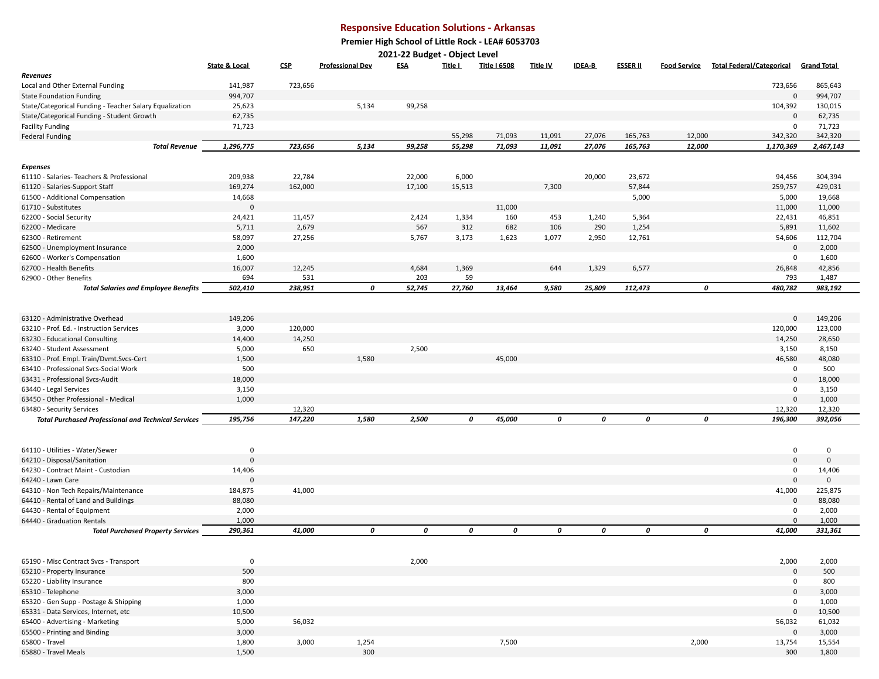# Responsive Education Solutions - Arkansas

## Premier High School of Little Rock - LEA# 6053703

### 2021-22 Budget - Object Level

| | State & Local | CSP | Professional Dev | ESA | Title I | Title I 6508 | Title IV | IDEA-B | ESSER II | Food Service | Total Federal/Categorical | Grand Total |
|---|---|---|---|---|---|---|---|---|---|---|---|---|
| ***Revenues*** | | | | | | | | | | | | |
| Local and Other External Funding | 141,987 | 723,656 | | | | | | | | | 723,656 | 865,643 |
| State Foundation Funding | 994,707 | | | | | | | | | | 0 | 994,707 |
| State/Categorical Funding - Teacher Salary Equalization | 25,623 | | 5,134 | 99,258 | | | | | | | 104,392 | 130,015 |
| State/Categorical Funding - Student Growth | 62,735 | | | | | | | | | | 0 | 62,735 |
| Facility Funding | 71,723 | | | | | | | | | | 0 | 71,723 |
| Federal Funding | | | | | 55,298 | 71,093 | 11,091 | 27,076 | 165,763 | 12,000 | 342,320 | 342,320 |
| ***Total Revenue*** | ***1,296,775*** | ***723,656*** | ***5,134*** | ***99,258*** | ***55,298*** | ***71,093*** | ***11,091*** | ***27,076*** | ***165,763*** | ***12,000*** | ***1,170,369*** | ***2,467,143*** |
| | | | | | | | | | | | | |
| ***Expenses*** | | | | | | | | | | | | |
| 61110 - Salaries- Teachers & Professional | 209,938 | 22,784 | | 22,000 | 6,000 | | | 20,000 | 23,672 | | 94,456 | 304,394 |
| 61120 - Salaries-Support Staff | 169,274 | 162,000 | | 17,100 | 15,513 | | 7,300 | | 57,844 | | 259,757 | 429,031 |
| 61500 - Additional Compensation | 14,668 | | | | | | | | 5,000 | | 5,000 | 19,668 |
| 61710 - Substitutes | 0 | | | | | 11,000 | | | | | 11,000 | 11,000 |
| 62200 - Social Security | 24,421 | 11,457 | | 2,424 | 1,334 | 160 | 453 | 1,240 | 5,364 | | 22,431 | 46,851 |
| 62200 - Medicare | 5,711 | 2,679 | | 567 | 312 | 682 | 106 | 290 | 1,254 | | 5,891 | 11,602 |
| 62300 - Retirement | 58,097 | 27,256 | | 5,767 | 3,173 | 1,623 | 1,077 | 2,950 | 12,761 | | 54,606 | 112,704 |
| 62500 - Unemployment Insurance | 2,000 | | | | | | | | | | 0 | 2,000 |
| 62600 - Worker's Compensation | 1,600 | | | | | | | | | | 0 | 1,600 |
| 62700 - Health Benefits | 16,007 | 12,245 | | 4,684 | 1,369 | | 644 | 1,329 | 6,577 | | 26,848 | 42,856 |
| 62900 - Other Benefits | 694 | 531 | | 203 | 59 | | | | | | 793 | 1,487 |
| ***Total Salaries and Employee Benefits*** | ***502,410*** | ***238,951*** | ***0*** | ***52,745*** | ***27,760*** | ***13,464*** | ***9,580*** | ***25,809*** | ***112,473*** | ***0*** | ***480,782*** | ***983,192*** |
| | | | | | | | | | | | | |
| 63120 - Administrative Overhead | 149,206 | | | | | | | | | | 0 | 149,206 |
| 63210 - Prof. Ed. - Instruction Services | 3,000 | 120,000 | | | | | | | | | 120,000 | 123,000 |
| 63230 - Educational Consulting | 14,400 | 14,250 | | | | | | | | | 14,250 | 28,650 |
| 63240 - Student Assessment | 5,000 | 650 | | 2,500 | | | | | | | 3,150 | 8,150 |
| 63310 - Prof. Empl. Train/Dvmt.Svcs-Cert | 1,500 | | 1,580 | | | 45,000 | | | | | 46,580 | 48,080 |
| 63410 - Professional Svcs-Social Work | 500 | | | | | | | | | | 0 | 500 |
| 63431 - Professional Svcs-Audit | 18,000 | | | | | | | | | | 0 | 18,000 |
| 63440 - Legal Services | 3,150 | | | | | | | | | | 0 | 3,150 |
| 63450 - Other Professional - Medical | 1,000 | | | | | | | | | | 0 | 1,000 |
| 63480 - Security Services | | 12,320 | | | | | | | | | 12,320 | 12,320 |
| ***Total Purchased Professional and Technical Services*** | ***195,756*** | ***147,220*** | ***1,580*** | ***2,500*** | ***0*** | ***45,000*** | ***0*** | ***0*** | ***0*** | ***0*** | ***196,300*** | ***392,056*** |
| | | | | | | | | | | | | |
| 64110 - Utilities - Water/Sewer | 0 | | | | | | | | | | 0 | 0 |
| 64210 - Disposal/Sanitation | 0 | | | | | | | | | | 0 | 0 |
| 64230 - Contract Maint - Custodian | 14,406 | | | | | | | | | | 0 | 14,406 |
| 64240 - Lawn Care | 0 | | | | | | | | | | 0 | 0 |
| 64310 - Non Tech Repairs/Maintenance | 184,875 | 41,000 | | | | | | | | | 41,000 | 225,875 |
| 64410 - Rental of Land and Buildings | 88,080 | | | | | | | | | | 0 | 88,080 |
| 64430 - Rental of Equipment | 2,000 | | | | | | | | | | 0 | 2,000 |
| 64440 - Graduation Rentals | 1,000 | | | | | | | | | | 0 | 1,000 |
| ***Total Purchased Property Services*** | ***290,361*** | ***41,000*** | ***0*** | ***0*** | ***0*** | ***0*** | ***0*** | ***0*** | ***0*** | ***0*** | ***41,000*** | ***331,361*** |
| | | | | | | | | | | | | |
| 65190 - Misc Contract Svcs - Transport | 0 | | | 2,000 | | | | | | | 2,000 | 2,000 |
| 65210 - Property Insurance | 500 | | | | | | | | | | 0 | 500 |
| 65220 - Liability Insurance | 800 | | | | | | | | | | 0 | 800 |
| 65310 - Telephone | 3,000 | | | | | | | | | | 0 | 3,000 |
| 65320 - Gen Supp - Postage & Shipping | 1,000 | | | | | | | | | | 0 | 1,000 |
| 65331 - Data Services, Internet, etc | 10,500 | | | | | | | | | | 0 | 10,500 |
| 65400 - Advertising - Marketing | 5,000 | 56,032 | | | | | | | | | 56,032 | 61,032 |
| 65500 - Printing and Binding | 3,000 | | | | | | | | | | 0 | 3,000 |
| 65800 - Travel | 1,800 | 3,000 | 1,254 | | | 7,500 | | | | 2,000 | 13,754 | 15,554 |
| 65880 - Travel Meals | 1,500 | | 300 | | | | | | | | 300 | 1,800 |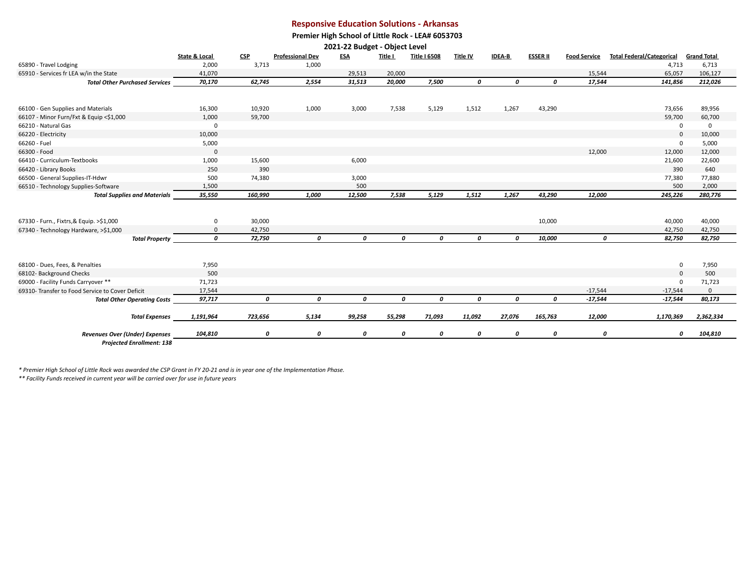## Responsive Education Solutions - Arkansas

### Premier High School of Little Rock - LEA# 6053703

### 2021-22 Budget - Object Level

| | State & Local | CSP | Professional Dev | ESA | Title I | Title I 6508 | Title IV | IDEA-B | ESSER II | Food Service | Total Federal/Categorical | Grand Total |
|---|---|---|---|---|---|---|---|---|---|---|---|---|
| 65890 - Travel Lodging | 2,000 | 3,713 | 1,000 | | | | | | | | 4,713 | 6,713 |
| 65910 - Services fr LEA w/in the State | 41,070 | | | 29,513 | 20,000 | | | | | 15,544 | 65,057 | 106,127 |
| ***Total Other Purchased Services*** | ***70,170*** | ***62,745*** | ***2,554*** | ***31,513*** | ***20,000*** | ***7,500*** | ***0*** | ***0*** | ***0*** | ***17,544*** | ***141,856*** | ***212,026*** |
| | | | | | | | | | | | | |
| 66100 - Gen Supplies and Materials | 16,300 | 10,920 | 1,000 | 3,000 | 7,538 | 5,129 | 1,512 | 1,267 | 43,290 | | 73,656 | 89,956 |
| 66107 - Minor Furn/Fxt & Equip <$1,000 | 1,000 | 59,700 | | | | | | | | | 59,700 | 60,700 |
| 66210 - Natural Gas | 0 | | | | | | | | | | 0 | 0 |
| 66220 - Electricity | 10,000 | | | | | | | | | | 0 | 10,000 |
| 66260 - Fuel | 5,000 | | | | | | | | | | 0 | 5,000 |
| 66300 - Food | 0 | | | | | | | | | 12,000 | 12,000 | 12,000 |
| 66410 - Curriculum-Textbooks | 1,000 | 15,600 | | 6,000 | | | | | | | 21,600 | 22,600 |
| 66420 - Library Books | 250 | 390 | | | | | | | | | 390 | 640 |
| 66500 - General Supplies-IT-Hdwr | 500 | 74,380 | | 3,000 | | | | | | | 77,380 | 77,880 |
| 66510 - Technology Supplies-Software | 1,500 | | | 500 | | | | | | | 500 | 2,000 |
| ***Total Supplies and Materials*** | ***35,550*** | ***160,990*** | ***1,000*** | ***12,500*** | ***7,538*** | ***5,129*** | ***1,512*** | ***1,267*** | ***43,290*** | ***12,000*** | ***245,226*** | ***280,776*** |
| | | | | | | | | | | | | |
| 67330 - Furn., Fixtrs,& Equip. >$1,000 | 0 | 30,000 | | | | | | | 10,000 | | 40,000 | 40,000 |
| 67340 - Technology Hardware, >$1,000 | 0 | 42,750 | | | | | | | | | 42,750 | 42,750 |
| ***Total Property*** | ***0*** | ***72,750*** | ***0*** | ***0*** | ***0*** | ***0*** | ***0*** | ***0*** | ***10,000*** | ***0*** | ***82,750*** | ***82,750*** |
| | | | | | | | | | | | | |
| 68100 - Dues, Fees, & Penalties | 7,950 | | | | | | | | | | 0 | 7,950 |
| 68102- Background Checks | 500 | | | | | | | | | | 0 | 500 |
| 69000 - Facility Funds Carryover ** | 71,723 | | | | | | | | | | 0 | 71,723 |
| 69310- Transfer to Food Service to Cover Deficit | 17,544 | | | | | | | | | -17,544 | -17,544 | 0 |
| ***Total Other Operating Costs*** | ***97,717*** | ***0*** | ***0*** | ***0*** | ***0*** | ***0*** | ***0*** | ***0*** | ***0*** | ***-17,544*** | ***-17,544*** | ***80,173*** |
| | | | | | | | | | | | | |
| ***Total Expenses*** | ***1,191,964*** | ***723,656*** | ***5,134*** | ***99,258*** | ***55,298*** | ***71,093*** | ***11,092*** | ***27,076*** | ***165,763*** | ***12,000*** | ***1,170,369*** | ***2,362,334*** |
| | | | | | | | | | | | | |
| ***Revenues Over (Under) Expenses*** | ***104,810*** | ***0*** | ***0*** | ***0*** | ***0*** | ***0*** | ***0*** | ***0*** | ***0*** | ***0*** | ***0*** | ***104,810*** |
| ***Projected Enrollment: 138*** | | | | | | | | | | | | |

*\* Premier High School of Little Rock was awarded the CSP Grant in FY 20-21 and is in year one of the Implementation Phase.*

*\*\* Facility Funds received in current year will be carried over for use in future years*